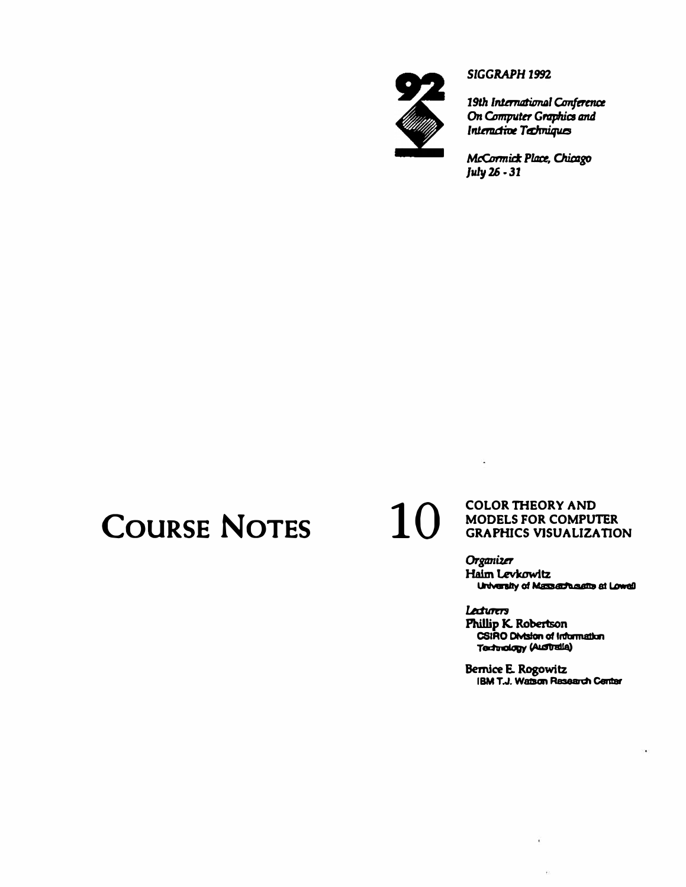*SIGGRAPH 1992*

*19th International Conference On Computer Graphics and Interactive Techniques*

*McCormick Place, Chicago*
*July 26 - 31*

# COURSE NOTES

# 10

## COLOR THEORY AND MODELS FOR COMPUTER GRAPHICS VISUALIZATION

*Organizer*

Haim Levkowitz
University of Massachusetts at Lowell

*Lecturers*

Phillip K. Robertson
CSIRO Division of Information Technology (Australia)

Bernice E. Rogowitz
IBM T.J. Watson Research Center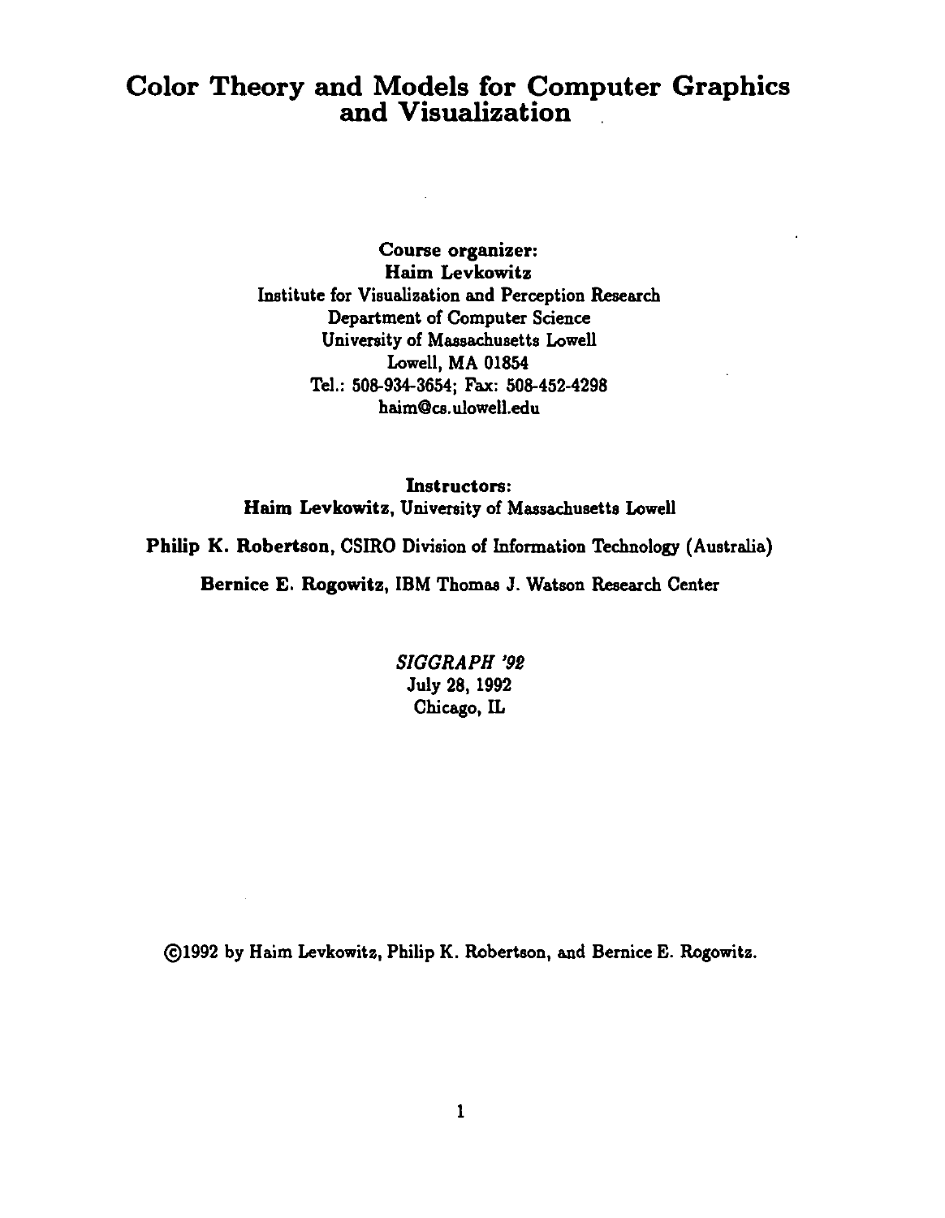# Color Theory and Models for Computer Graphics and Visualization

**Course organizer:**
**Haim Levkowitz**
Institute for Visualization and Perception Research
Department of Computer Science
University of Massachusetts Lowell
Lowell, MA 01854
Tel.: 508-934-3654; Fax: 508-452-4298
haim@cs.ulowell.edu

**Instructors:**
**Haim Levkowitz**, University of Massachusetts Lowell

**Philip K. Robertson**, CSIRO Division of Information Technology (Australia)

**Bernice E. Rogowitz**, IBM Thomas J. Watson Research Center

*SIGGRAPH '92*
July 28, 1992
Chicago, IL

©1992 by Haim Levkowitz, Philip K. Robertson, and Bernice E. Rogowitz.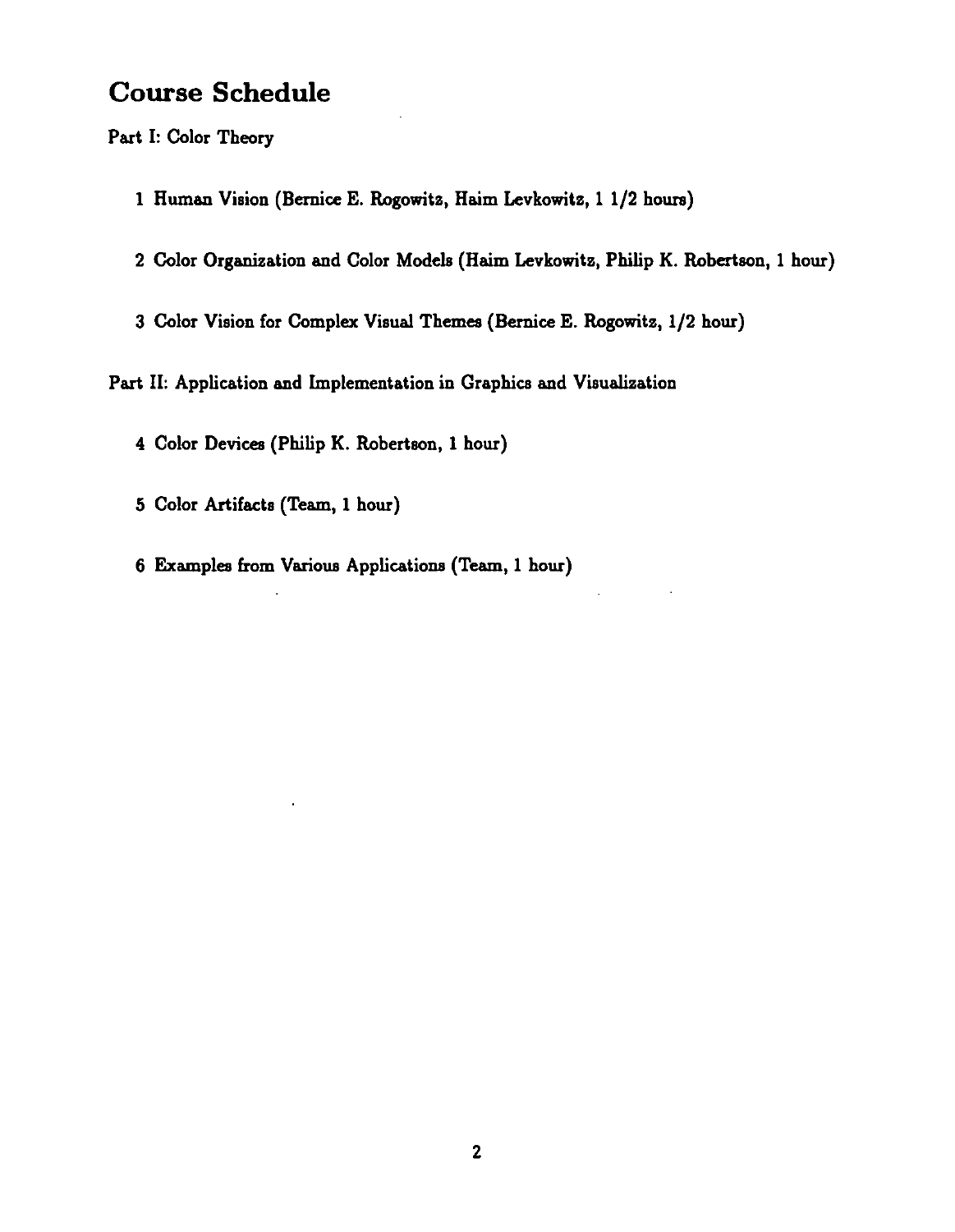# Course Schedule

Part I: Color Theory

1. Human Vision (Bernice E. Rogowitz, Haim Levkowitz, 1 1/2 hours)
2. Color Organization and Color Models (Haim Levkowitz, Philip K. Robertson, 1 hour)
3. Color Vision for Complex Visual Themes (Bernice E. Rogowitz, 1/2 hour)

Part II: Application and Implementation in Graphics and Visualization

4. Color Devices (Philip K. Robertson, 1 hour)
5. Color Artifacts (Team, 1 hour)
6. Examples from Various Applications (Team, 1 hour)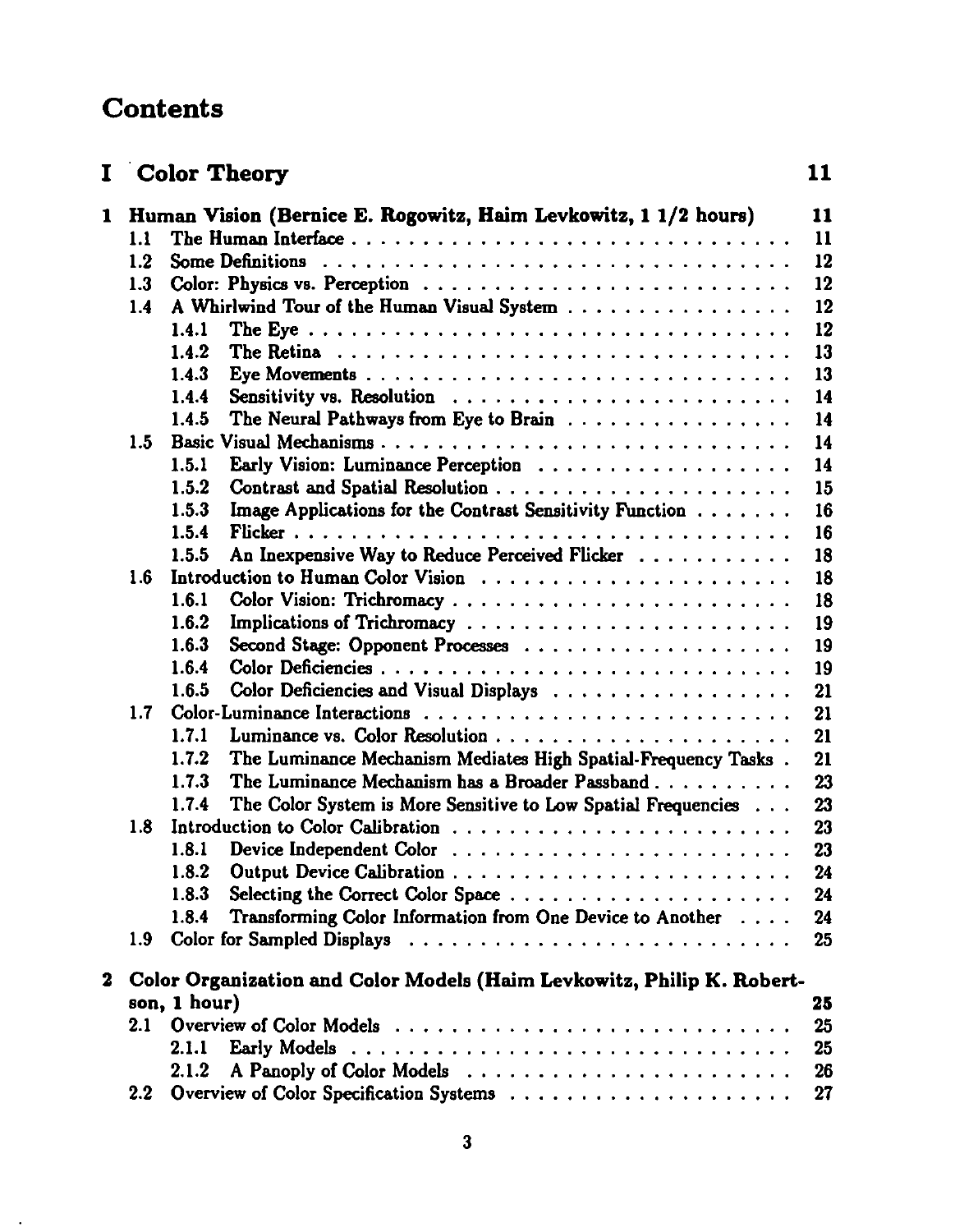# Contents

## I Color Theory — 11

### 1 Human Vision (Bernice E. Rogowitz, Haim Levkowitz, 1 1/2 hours) — 11

- 1.1 The Human Interface — 11
- 1.2 Some Definitions — 12
- 1.3 Color: Physics vs. Perception — 12
- 1.4 A Whirlwind Tour of the Human Visual System — 12
  - 1.4.1 The Eye — 12
  - 1.4.2 The Retina — 13
  - 1.4.3 Eye Movements — 13
  - 1.4.4 Sensitivity vs. Resolution — 14
  - 1.4.5 The Neural Pathways from Eye to Brain — 14
- 1.5 Basic Visual Mechanisms — 14
  - 1.5.1 Early Vision: Luminance Perception — 14
  - 1.5.2 Contrast and Spatial Resolution — 15
  - 1.5.3 Image Applications for the Contrast Sensitivity Function — 16
  - 1.5.4 Flicker — 16
  - 1.5.5 An Inexpensive Way to Reduce Perceived Flicker — 18
- 1.6 Introduction to Human Color Vision — 18
  - 1.6.1 Color Vision: Trichromacy — 18
  - 1.6.2 Implications of Trichromacy — 19
  - 1.6.3 Second Stage: Opponent Processes — 19
  - 1.6.4 Color Deficiencies — 19
  - 1.6.5 Color Deficiencies and Visual Displays — 21
- 1.7 Color-Luminance Interactions — 21
  - 1.7.1 Luminance vs. Color Resolution — 21
  - 1.7.2 The Luminance Mechanism Mediates High Spatial-Frequency Tasks — 21
  - 1.7.3 The Luminance Mechanism has a Broader Passband — 23
  - 1.7.4 The Color System is More Sensitive to Low Spatial Frequencies — 23
- 1.8 Introduction to Color Calibration — 23
  - 1.8.1 Device Independent Color — 23
  - 1.8.2 Output Device Calibration — 24
  - 1.8.3 Selecting the Correct Color Space — 24
  - 1.8.4 Transforming Color Information from One Device to Another — 24
- 1.9 Color for Sampled Displays — 25

### 2 Color Organization and Color Models (Haim Levkowitz, Philip K. Robertson, 1 hour) — 25

- 2.1 Overview of Color Models — 25
  - 2.1.1 Early Models — 25
  - 2.1.2 A Panoply of Color Models — 26
- 2.2 Overview of Color Specification Systems — 27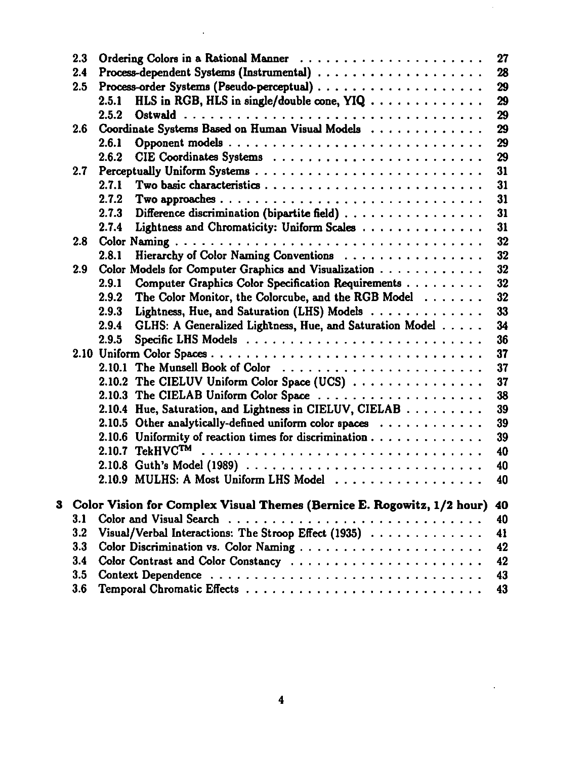- 2.3 Ordering Colors in a Rational Manner . . . . . 27
- 2.4 Process-dependent Systems (Instrumental) . . . . . 28
- 2.5 Process-order Systems (Pseudo-perceptual) . . . . . 29
  - 2.5.1 HLS in RGB, HLS in single/double cone, YIQ . . . . . 29
  - 2.5.2 Ostwald . . . . . 29
- 2.6 Coordinate Systems Based on Human Visual Models . . . . . 29
  - 2.6.1 Opponent models . . . . . 29
  - 2.6.2 CIE Coordinates Systems . . . . . 29
- 2.7 Perceptually Uniform Systems . . . . . 31
  - 2.7.1 Two basic characteristics . . . . . 31
  - 2.7.2 Two approaches . . . . . 31
  - 2.7.3 Difference discrimination (bipartite field) . . . . . 31
  - 2.7.4 Lightness and Chromaticity: Uniform Scales . . . . . 31
- 2.8 Color Naming . . . . . 32
  - 2.8.1 Hierarchy of Color Naming Conventions . . . . . 32
- 2.9 Color Models for Computer Graphics and Visualization . . . . . 32
  - 2.9.1 Computer Graphics Color Specification Requirements . . . . . 32
  - 2.9.2 The Color Monitor, the Colorcube, and the RGB Model . . . . . 32
  - 2.9.3 Lightness, Hue, and Saturation (LHS) Models . . . . . 33
  - 2.9.4 GLHS: A Generalized Lightness, Hue, and Saturation Model . . . . . 34
  - 2.9.5 Specific LHS Models . . . . . 36
- 2.10 Uniform Color Spaces . . . . . 37
  - 2.10.1 The Munsell Book of Color . . . . . 37
  - 2.10.2 The CIELUV Uniform Color Space (UCS) . . . . . 37
  - 2.10.3 The CIELAB Uniform Color Space . . . . . 38
  - 2.10.4 Hue, Saturation, and Lightness in CIELUV, CIELAB . . . . . 39
  - 2.10.5 Other analytically-defined uniform color spaces . . . . . 39
  - 2.10.6 Uniformity of reaction times for discrimination . . . . . 39
  - 2.10.7 TekHVC™ . . . . . 40
  - 2.10.8 Guth's Model (1989) . . . . . 40
  - 2.10.9 MULHS: A Most Uniform LHS Model . . . . . 40

**3 Color Vision for Complex Visual Themes (Bernice E. Rogowitz, 1/2 hour) 40**

- 3.1 Color and Visual Search . . . . . 40
- 3.2 Visual/Verbal Interactions: The Stroop Effect (1935) . . . . . 41
- 3.3 Color Discrimination vs. Color Naming . . . . . 42
- 3.4 Color Contrast and Color Constancy . . . . . 42
- 3.5 Context Dependence . . . . . 43
- 3.6 Temporal Chromatic Effects . . . . . 43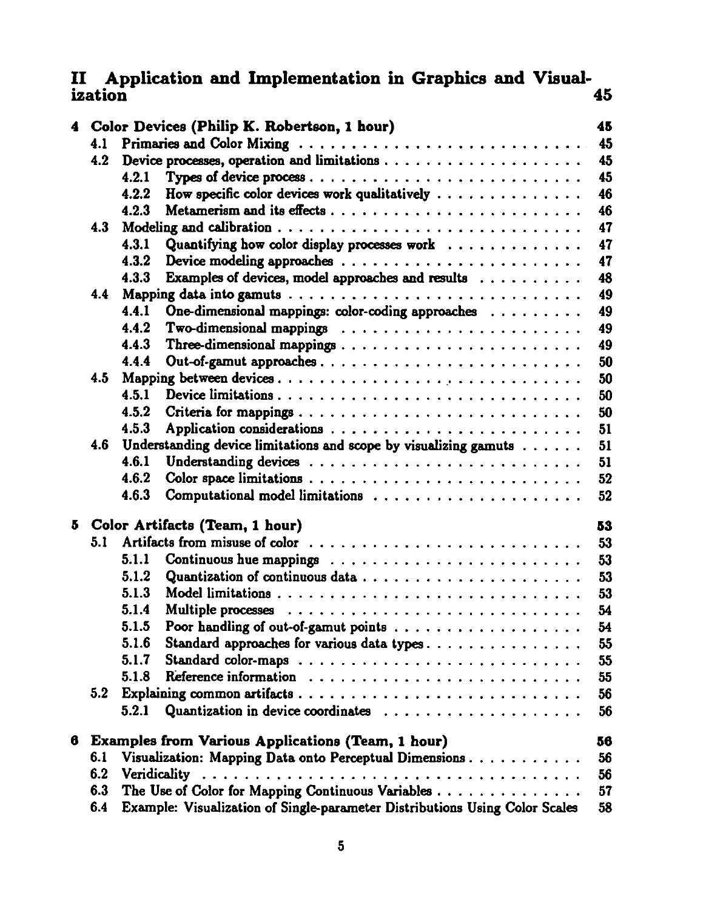# II Application and Implementation in Graphics and Visualization 45

## 4 Color Devices (Philip K. Robertson, 1 hour) 45

- 4.1 Primaries and Color Mixing . . . . . . . . . . 45
- 4.2 Device processes, operation and limitations . . . . . . . . . . 45
  - 4.2.1 Types of device process . . . . . . . . . . 45
  - 4.2.2 How specific color devices work qualitatively . . . . . . . . . . 46
  - 4.2.3 Metamerism and its effects . . . . . . . . . . 46
- 4.3 Modeling and calibration . . . . . . . . . . 47
  - 4.3.1 Quantifying how color display processes work . . . . . . . . . . 47
  - 4.3.2 Device modeling approaches . . . . . . . . . . 47
  - 4.3.3 Examples of devices, model approaches and results . . . . . . . . . . 48
- 4.4 Mapping data into gamuts . . . . . . . . . . 49
  - 4.4.1 One-dimensional mappings: color-coding approaches . . . . . . . . . . 49
  - 4.4.2 Two-dimensional mappings . . . . . . . . . . 49
  - 4.4.3 Three-dimensional mappings . . . . . . . . . . 49
  - 4.4.4 Out-of-gamut approaches . . . . . . . . . . 50
- 4.5 Mapping between devices . . . . . . . . . . 50
  - 4.5.1 Device limitations . . . . . . . . . . 50
  - 4.5.2 Criteria for mappings . . . . . . . . . . 50
  - 4.5.3 Application considerations . . . . . . . . . . 51
- 4.6 Understanding device limitations and scope by visualizing gamuts . . . . . . . . . . 51
  - 4.6.1 Understanding devices . . . . . . . . . . 51
  - 4.6.2 Color space limitations . . . . . . . . . . 52
  - 4.6.3 Computational model limitations . . . . . . . . . . 52

## 5 Color Artifacts (Team, 1 hour) 53

- 5.1 Artifacts from misuse of color . . . . . . . . . . 53
  - 5.1.1 Continuous hue mappings . . . . . . . . . . 53
  - 5.1.2 Quantization of continuous data . . . . . . . . . . 53
  - 5.1.3 Model limitations . . . . . . . . . . 53
  - 5.1.4 Multiple processes . . . . . . . . . . 54
  - 5.1.5 Poor handling of out-of-gamut points . . . . . . . . . . 54
  - 5.1.6 Standard approaches for various data types . . . . . . . . . . 55
  - 5.1.7 Standard color-maps . . . . . . . . . . 55
  - 5.1.8 Reference information . . . . . . . . . . 55
- 5.2 Explaining common artifacts . . . . . . . . . . 56
  - 5.2.1 Quantization in device coordinates . . . . . . . . . . 56

## 6 Examples from Various Applications (Team, 1 hour) 56

- 6.1 Visualization: Mapping Data onto Perceptual Dimensions . . . . . . . . . . 56
- 6.2 Veridicality . . . . . . . . . . 56
- 6.3 The Use of Color for Mapping Continuous Variables . . . . . . . . . . 57
- 6.4 Example: Visualization of Single-parameter Distributions Using Color Scales 58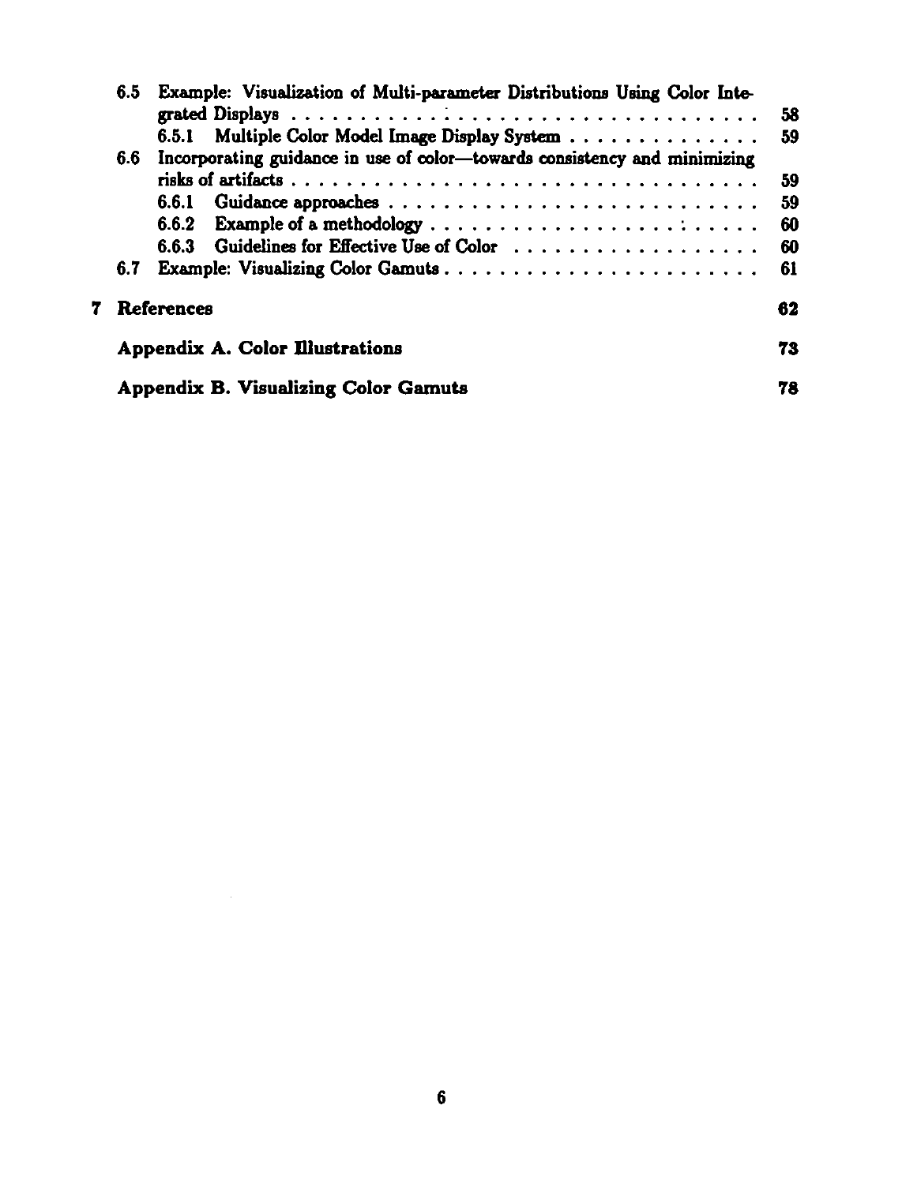- 6.5 Example: Visualization of Multi-parameter Distributions Using Color Integrated Displays . . . . . 58
  - 6.5.1 Multiple Color Model Image Display System . . . . . 59
- 6.6 Incorporating guidance in use of color—towards consistency and minimizing risks of artifacts . . . . . 59
  - 6.6.1 Guidance approaches . . . . . 59
  - 6.6.2 Example of a methodology . . . . . 60
  - 6.6.3 Guidelines for Effective Use of Color . . . . . 60
- 6.7 Example: Visualizing Color Gamuts . . . . . 61

**7 References** **62**

**Appendix A. Color Illustrations** **73**

**Appendix B. Visualizing Color Gamuts** **78**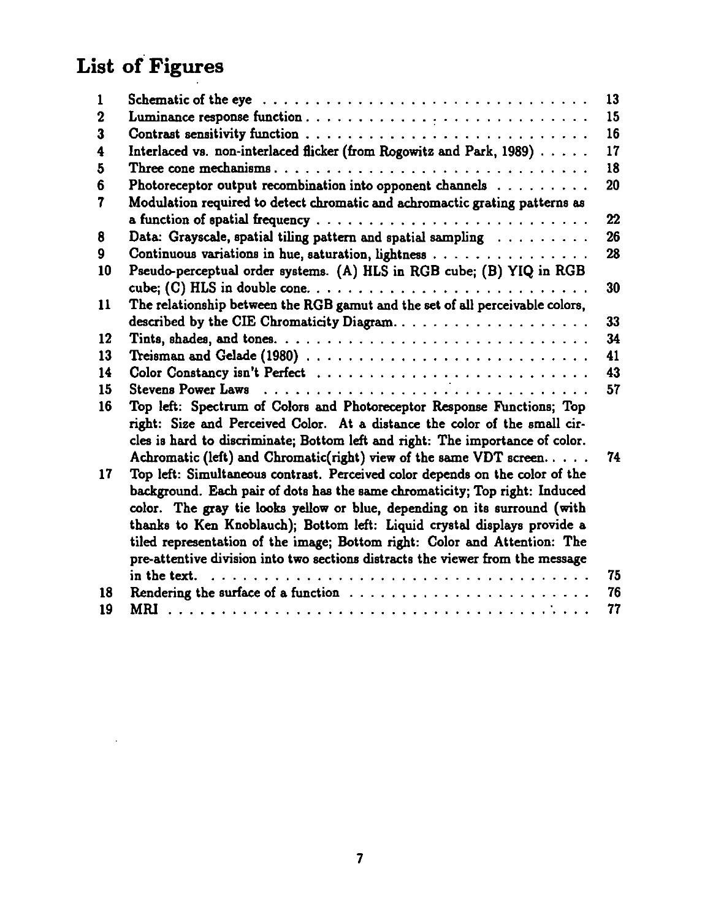# List of Figures

| | | |
|---|---|---|
| 1 | Schematic of the eye | 13 |
| 2 | Luminance response function | 15 |
| 3 | Contrast sensitivity function | 16 |
| 4 | Interlaced vs. non-interlaced flicker (from Rogowitz and Park, 1989) | 17 |
| 5 | Three cone mechanisms | 18 |
| 6 | Photoreceptor output recombination into opponent channels | 20 |
| 7 | Modulation required to detect chromatic and achromactic grating patterns as a function of spatial frequency | 22 |
| 8 | Data: Grayscale, spatial tiling pattern and spatial sampling | 26 |
| 9 | Continuous variations in hue, saturation, lightness | 28 |
| 10 | Pseudo-perceptual order systems. (A) HLS in RGB cube; (B) YIQ in RGB cube; (C) HLS in double cone. | 30 |
| 11 | The relationship between the RGB gamut and the set of all perceivable colors, described by the CIE Chromaticity Diagram. | 33 |
| 12 | Tints, shades, and tones. | 34 |
| 13 | Treisman and Gelade (1980) | 41 |
| 14 | Color Constancy isn't Perfect | 43 |
| 15 | Stevens Power Laws | 57 |
| 16 | Top left: Spectrum of Colors and Photoreceptor Response Functions; Top right: Size and Perceived Color. At a distance the color of the small circles is hard to discriminate; Bottom left and right: The importance of color. Achromatic (left) and Chromatic(right) view of the same VDT screen. | 74 |
| 17 | Top left: Simultaneous contrast. Perceived color depends on the color of the background. Each pair of dots has the same chromaticity; Top right: Induced color. The gray tie looks yellow or blue, depending on its surround (with thanks to Ken Knoblauch); Bottom left: Liquid crystal displays provide a tiled representation of the image; Bottom right: Color and Attention: The pre-attentive division into two sections distracts the viewer from the message in the text. | 75 |
| 18 | Rendering the surface of a function | 76 |
| 19 | MRI | 77 |